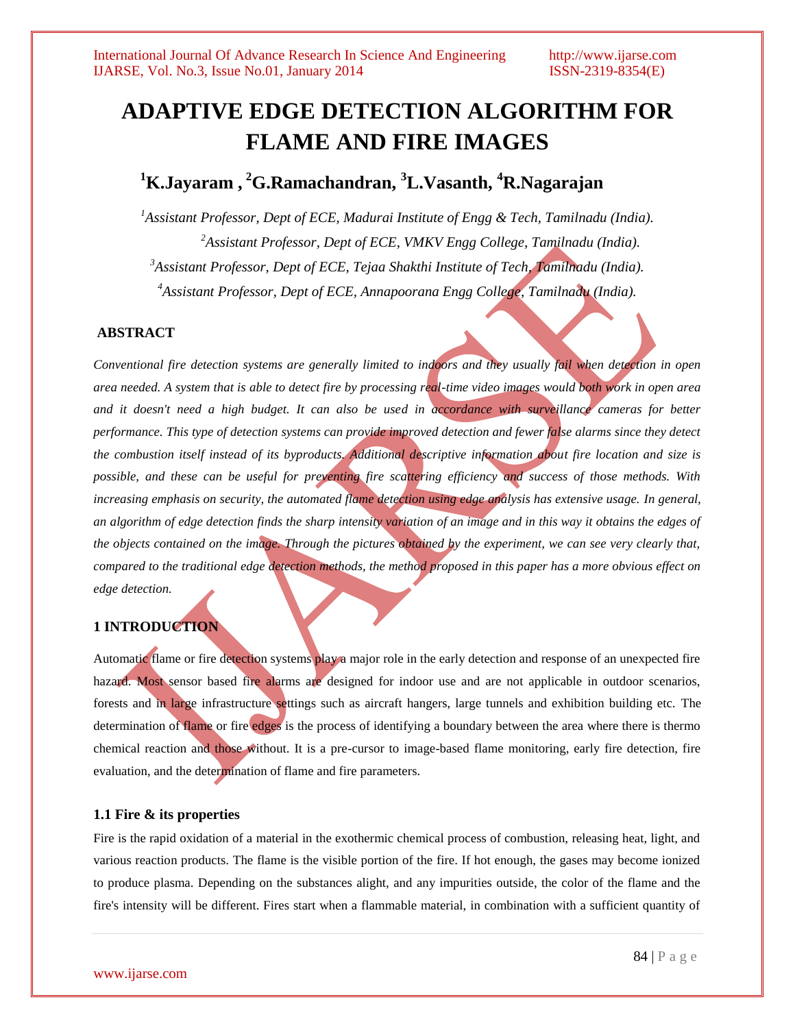# ADAPTIVE EDGE DETECTION ALGORITHM FOR FLAME AND FIRE IMAGES

**[1]K.Jayaram , [2]G.Ramachandran, [3]L.Vasanth, [4]R.Nagarajan**

*[1]Assistant Professor, Dept of ECE, Madurai Institute of Engg & Tech, Tamilnadu (India).*

*[2]Assistant Professor, Dept of ECE, VMKV Engg College, Tamilnadu (India).*

*[3]Assistant Professor, Dept of ECE, Tejaa Shakthi Institute of Tech, Tamilnadu (India).*

*[4]Assistant Professor, Dept of ECE, Annapoorana Engg College, Tamilnadu (India).*

## ABSTRACT

*Conventional fire detection systems are generally limited to indoors and they usually fail when detection in open area needed. A system that is able to detect fire by processing real-time video images would both work in open area and it doesn't need a high budget. It can also be used in accordance with surveillance cameras for better performance. This type of detection systems can provide improved detection and fewer false alarms since they detect the combustion itself instead of its byproducts. Additional descriptive information about fire location and size is possible, and these can be useful for preventing fire scattering efficiency and success of those methods. With increasing emphasis on security, the automated flame detection using edge analysis has extensive usage. In general, an algorithm of edge detection finds the sharp intensity variation of an image and in this way it obtains the edges of the objects contained on the image. Through the pictures obtained by the experiment, we can see very clearly that, compared to the traditional edge detection methods, the method proposed in this paper has a more obvious effect on edge detection.*

## 1 INTRODUCTION

Automatic flame or fire detection systems play a major role in the early detection and response of an unexpected fire hazard. Most sensor based fire alarms are designed for indoor use and are not applicable in outdoor scenarios, forests and in large infrastructure settings such as aircraft hangers, large tunnels and exhibition building etc. The determination of flame or fire edges is the process of identifying a boundary between the area where there is thermo chemical reaction and those without. It is a pre-cursor to image-based flame monitoring, early fire detection, fire evaluation, and the determination of flame and fire parameters.

### 1.1 Fire & its properties

Fire is the rapid oxidation of a material in the exothermic chemical process of combustion, releasing heat, light, and various reaction products. The flame is the visible portion of the fire. If hot enough, the gases may become ionized to produce plasma. Depending on the substances alight, and any impurities outside, the color of the flame and the fire's intensity will be different. Fires start when a flammable material, in combination with a sufficient quantity of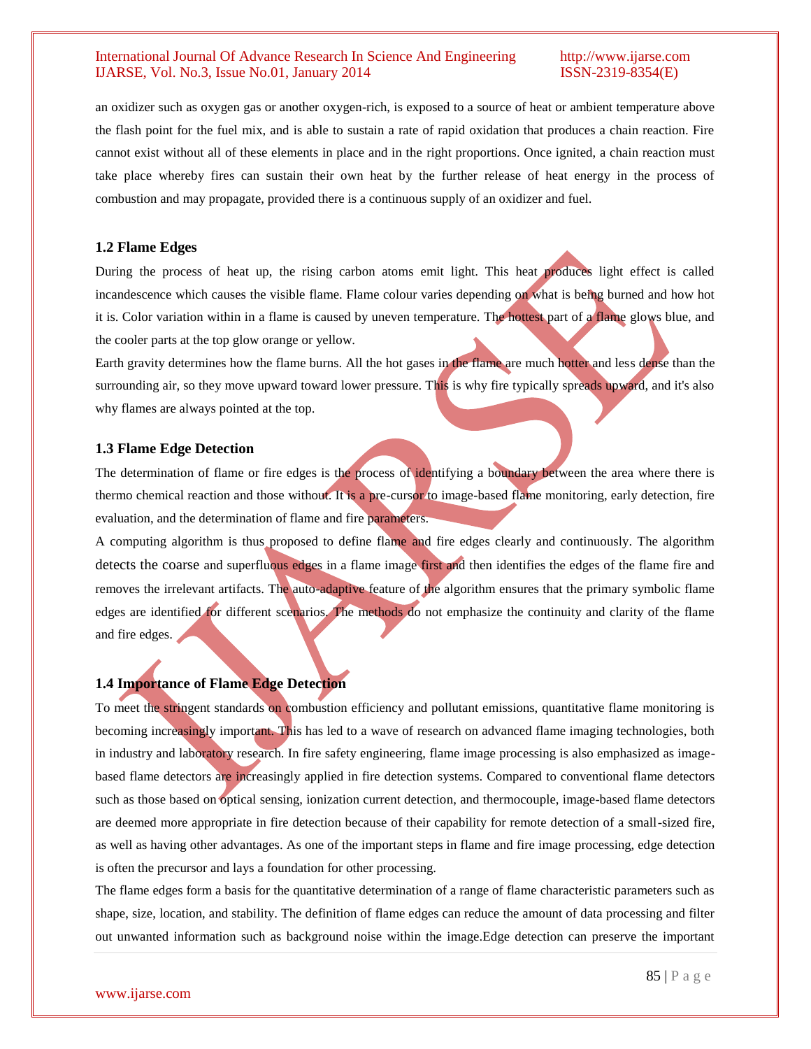an oxidizer such as oxygen gas or another oxygen-rich, is exposed to a source of heat or ambient temperature above the flash point for the fuel mix, and is able to sustain a rate of rapid oxidation that produces a chain reaction. Fire cannot exist without all of these elements in place and in the right proportions. Once ignited, a chain reaction must take place whereby fires can sustain their own heat by the further release of heat energy in the process of combustion and may propagate, provided there is a continuous supply of an oxidizer and fuel.

### 1.2 Flame Edges

During the process of heat up, the rising carbon atoms emit light. This heat produces light effect is called incandescence which causes the visible flame. Flame colour varies depending on what is being burned and how hot it is. Color variation within in a flame is caused by uneven temperature. The hottest part of a flame glows blue, and the cooler parts at the top glow orange or yellow.

Earth gravity determines how the flame burns. All the hot gases in the flame are much hotter and less dense than the surrounding air, so they move upward toward lower pressure. This is why fire typically spreads upward, and it's also why flames are always pointed at the top.

### 1.3 Flame Edge Detection

The determination of flame or fire edges is the process of identifying a boundary between the area where there is thermo chemical reaction and those without. It is a pre-cursor to image-based flame monitoring, early detection, fire evaluation, and the determination of flame and fire parameters.

A computing algorithm is thus proposed to define flame and fire edges clearly and continuously. The algorithm detects the coarse and superfluous edges in a flame image first and then identifies the edges of the flame fire and removes the irrelevant artifacts. The auto-adaptive feature of the algorithm ensures that the primary symbolic flame edges are identified for different scenarios. The methods do not emphasize the continuity and clarity of the flame and fire edges.

### 1.4 Importance of Flame Edge Detection

To meet the stringent standards on combustion efficiency and pollutant emissions, quantitative flame monitoring is becoming increasingly important. This has led to a wave of research on advanced flame imaging technologies, both in industry and laboratory research. In fire safety engineering, flame image processing is also emphasized as image-based flame detectors are increasingly applied in fire detection systems. Compared to conventional flame detectors such as those based on optical sensing, ionization current detection, and thermocouple, image-based flame detectors are deemed more appropriate in fire detection because of their capability for remote detection of a small-sized fire, as well as having other advantages. As one of the important steps in flame and fire image processing, edge detection is often the precursor and lays a foundation for other processing.

The flame edges form a basis for the quantitative determination of a range of flame characteristic parameters such as shape, size, location, and stability. The definition of flame edges can reduce the amount of data processing and filter out unwanted information such as background noise within the image.Edge detection can preserve the important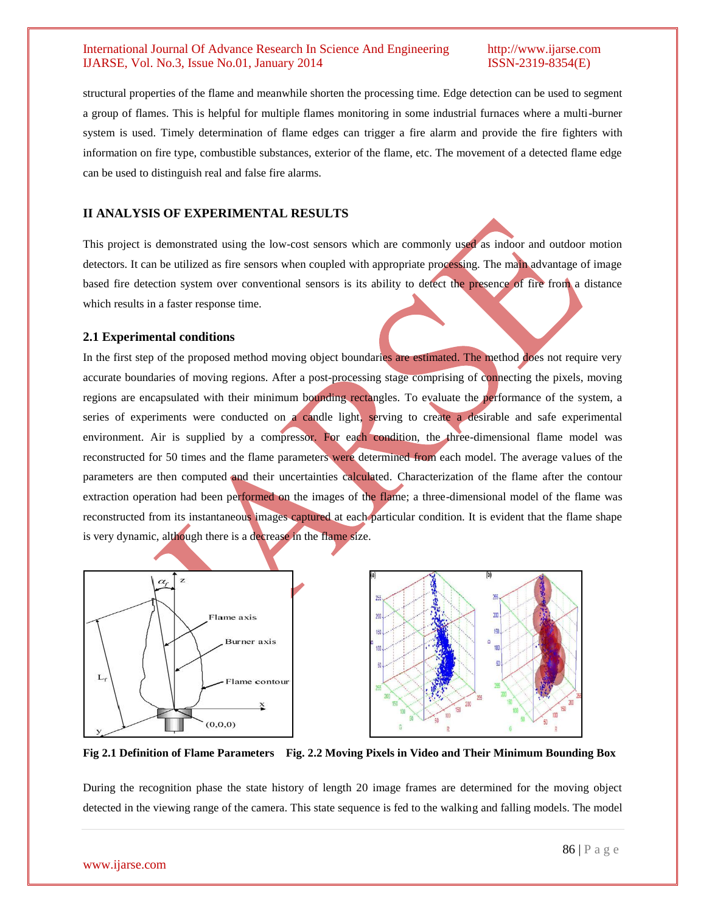structural properties of the flame and meanwhile shorten the processing time. Edge detection can be used to segment a group of flames. This is helpful for multiple flames monitoring in some industrial furnaces where a multi-burner system is used. Timely determination of flame edges can trigger a fire alarm and provide the fire fighters with information on fire type, combustible substances, exterior of the flame, etc. The movement of a detected flame edge can be used to distinguish real and false fire alarms.

## II ANALYSIS OF EXPERIMENTAL RESULTS

This project is demonstrated using the low-cost sensors which are commonly used as indoor and outdoor motion detectors. It can be utilized as fire sensors when coupled with appropriate processing. The main advantage of image based fire detection system over conventional sensors is its ability to detect the presence of fire from a distance which results in a faster response time.

### 2.1 Experimental conditions

In the first step of the proposed method moving object boundaries are estimated. The method does not require very accurate boundaries of moving regions. After a post-processing stage comprising of connecting the pixels, moving regions are encapsulated with their minimum bounding rectangles. To evaluate the performance of the system, a series of experiments were conducted on a candle light, serving to create a desirable and safe experimental environment. Air is supplied by a compressor. For each condition, the three-dimensional flame model was reconstructed for 50 times and the flame parameters were determined from each model. The average values of the parameters are then computed and their uncertainties calculated. Characterization of the flame after the contour extraction operation had been performed on the images of the flame; a three-dimensional model of the flame was reconstructed from its instantaneous images captured at each particular condition. It is evident that the flame shape is very dynamic, although there is a decrease in the flame size.

**Fig 2.1 Definition of Flame Parameters** **Fig. 2.2 Moving Pixels in Video and Their Minimum Bounding Box**

During the recognition phase the state history of length 20 image frames are determined for the moving object detected in the viewing range of the camera. This state sequence is fed to the walking and falling models. The model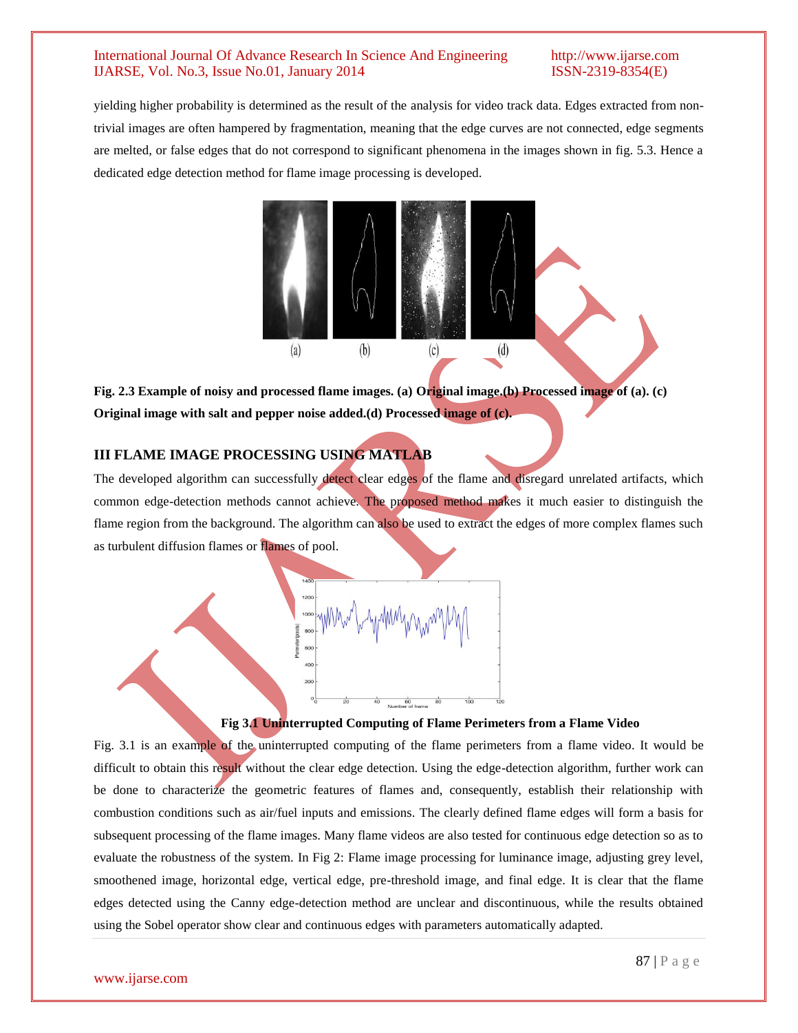yielding higher probability is determined as the result of the analysis for video track data. Edges extracted from non-trivial images are often hampered by fragmentation, meaning that the edge curves are not connected, edge segments are melted, or false edges that do not correspond to significant phenomena in the images shown in fig. 5.3. Hence a dedicated edge detection method for flame image processing is developed.

**Fig. 2.3 Example of noisy and processed flame images. (a) Original image.(b) Processed image of (a). (c) Original image with salt and pepper noise added.(d) Processed image of (c).**

## III FLAME IMAGE PROCESSING USING MATLAB

The developed algorithm can successfully detect clear edges of the flame and disregard unrelated artifacts, which common edge-detection methods cannot achieve. The proposed method makes it much easier to distinguish the flame region from the background. The algorithm can also be used to extract the edges of more complex flames such as turbulent diffusion flames or flames of pool.

**Fig 3.1 Uninterrupted Computing of Flame Perimeters from a Flame Video**

Fig. 3.1 is an example of the uninterrupted computing of the flame perimeters from a flame video. It would be difficult to obtain this result without the clear edge detection. Using the edge-detection algorithm, further work can be done to characterize the geometric features of flames and, consequently, establish their relationship with combustion conditions such as air/fuel inputs and emissions. The clearly defined flame edges will form a basis for subsequent processing of the flame images. Many flame videos are also tested for continuous edge detection so as to evaluate the robustness of the system. In Fig 2: Flame image processing for luminance image, adjusting grey level, smoothened image, horizontal edge, vertical edge, pre-threshold image, and final edge. It is clear that the flame edges detected using the Canny edge-detection method are unclear and discontinuous, while the results obtained using the Sobel operator show clear and continuous edges with parameters automatically adapted.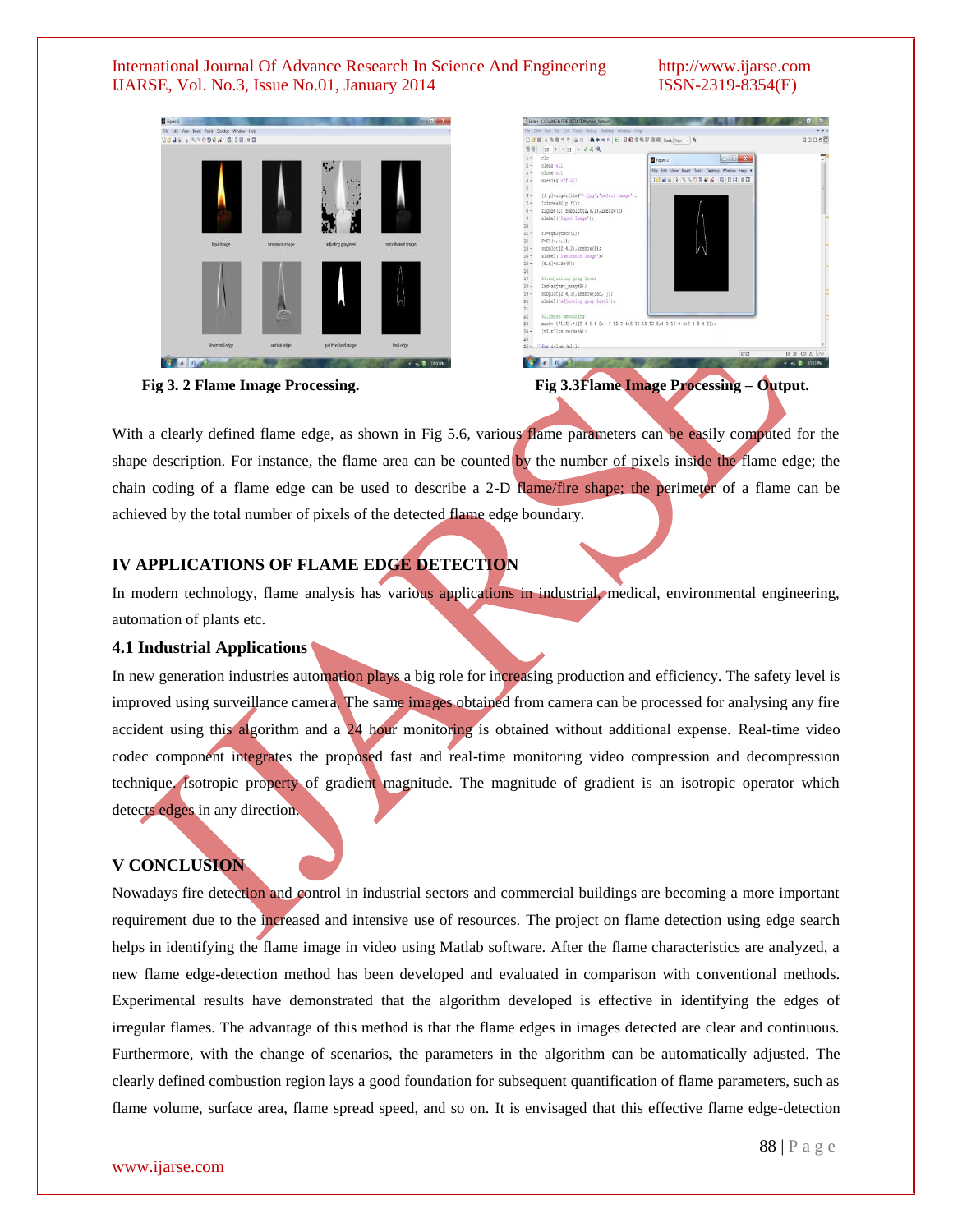Fig 3. 2 Flame Image Processing.

Fig 3.3Flame Image Processing – Output.

With a clearly defined flame edge, as shown in Fig 5.6, various flame parameters can be easily computed for the shape description. For instance, the flame area can be counted by the number of pixels inside the flame edge; the chain coding of a flame edge can be used to describe a 2-D flame/fire shape; the perimeter of a flame can be achieved by the total number of pixels of the detected flame edge boundary.

## IV APPLICATIONS OF FLAME EDGE DETECTION

In modern technology, flame analysis has various applications in industrial, medical, environmental engineering, automation of plants etc.

### 4.1 Industrial Applications

In new generation industries automation plays a big role for increasing production and efficiency. The safety level is improved using surveillance camera. The same images obtained from camera can be processed for analysing any fire accident using this algorithm and a 24 hour monitoring is obtained without additional expense. Real-time video codec component integrates the proposed fast and real-time monitoring video compression and decompression technique. Isotropic property of gradient magnitude. The magnitude of gradient is an isotropic operator which detects edges in any direction.

## V CONCLUSION

Nowadays fire detection and control in industrial sectors and commercial buildings are becoming a more important requirement due to the increased and intensive use of resources. The project on flame detection using edge search helps in identifying the flame image in video using Matlab software. After the flame characteristics are analyzed, a new flame edge-detection method has been developed and evaluated in comparison with conventional methods. Experimental results have demonstrated that the algorithm developed is effective in identifying the edges of irregular flames. The advantage of this method is that the flame edges in images detected are clear and continuous. Furthermore, with the change of scenarios, the parameters in the algorithm can be automatically adjusted. The clearly defined combustion region lays a good foundation for subsequent quantification of flame parameters, such as flame volume, surface area, flame spread speed, and so on. It is envisaged that this effective flame edge-detection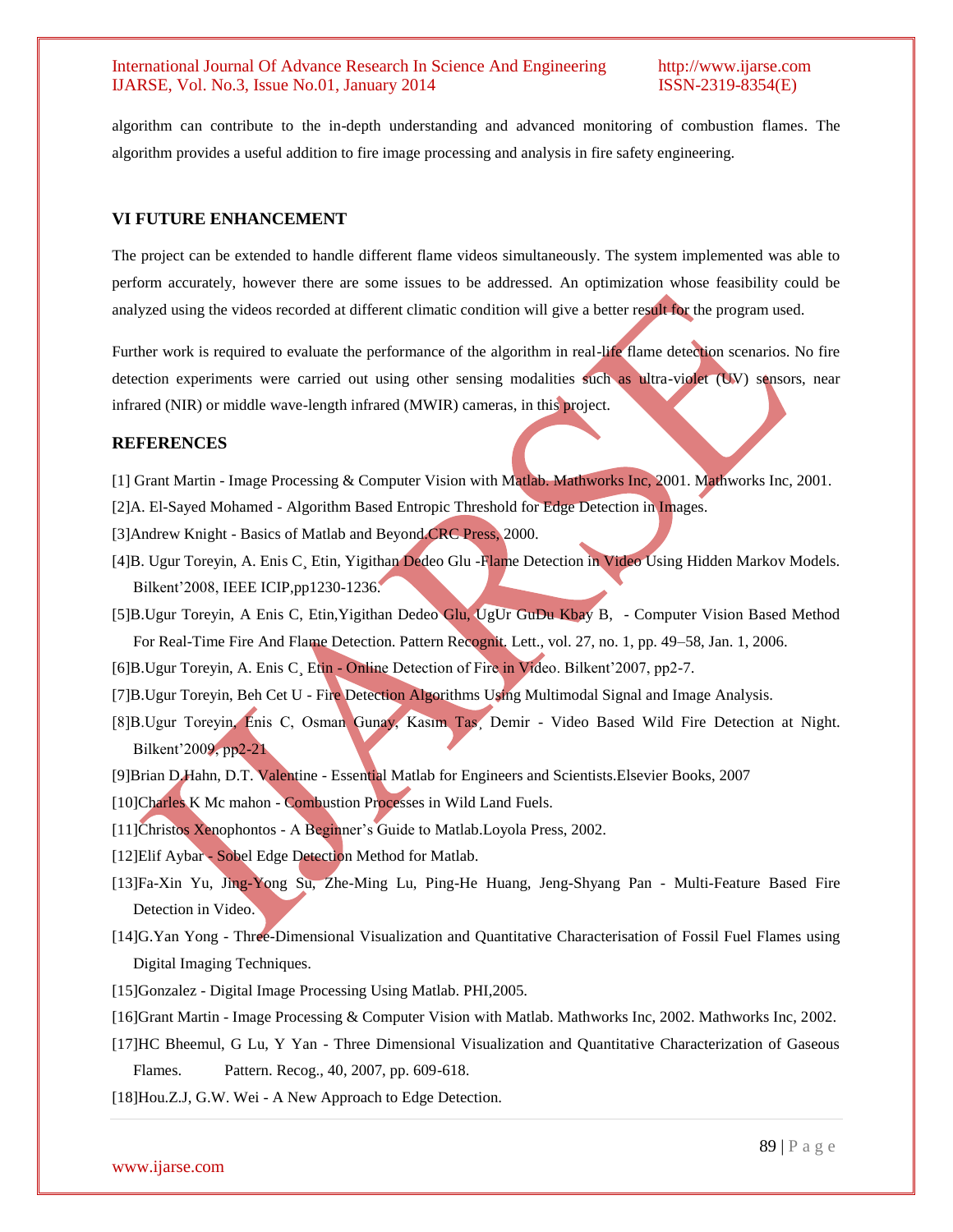algorithm can contribute to the in-depth understanding and advanced monitoring of combustion flames. The algorithm provides a useful addition to fire image processing and analysis in fire safety engineering.

## VI FUTURE ENHANCEMENT

The project can be extended to handle different flame videos simultaneously. The system implemented was able to perform accurately, however there are some issues to be addressed. An optimization whose feasibility could be analyzed using the videos recorded at different climatic condition will give a better result for the program used.

Further work is required to evaluate the performance of the algorithm in real-life flame detection scenarios. No fire detection experiments were carried out using other sensing modalities such as ultra-violet (UV) sensors, near infrared (NIR) or middle wave-length infrared (MWIR) cameras, in this project.

## REFERENCES

[1] Grant Martin - Image Processing & Computer Vision with Matlab. Mathworks Inc, 2001. Mathworks Inc, 2001.

[2]A. El-Sayed Mohamed - Algorithm Based Entropic Threshold for Edge Detection in Images.

[3]Andrew Knight - Basics of Matlab and Beyond.CRC Press, 2000.

[4]B. Ugur Toreyin, A. Enis C¸ Etin, Yigithan Dedeo Glu -Flame Detection in Video Using Hidden Markov Models. Bilkent'2008, IEEE ICIP,pp1230-1236.

[5]B.Ugur Toreyin, A Enis C, Etin,Yigithan Dedeo Glu, UgUr GuDu Kbay B, - Computer Vision Based Method For Real-Time Fire And Flame Detection. Pattern Recognit. Lett., vol. 27, no. 1, pp. 49–58, Jan. 1, 2006.

[6]B.Ugur Toreyin, A. Enis C¸ Etin - Online Detection of Fire in Video. Bilkent'2007, pp2-7.

[7]B.Ugur Toreyin, Beh Cet U - Fire Detection Algorithms Using Multimodal Signal and Image Analysis.

[8]B.Ugur Toreyin, Enis C, Osman Gunay, Kasım Tas¸ Demir - Video Based Wild Fire Detection at Night. Bilkent'2009, pp2-21

[9]Brian D.Hahn, D.T. Valentine - Essential Matlab for Engineers and Scientists.Elsevier Books, 2007

[10]Charles K Mc mahon - Combustion Processes in Wild Land Fuels.

[11]Christos Xenophontos - A Beginner's Guide to Matlab.Loyola Press, 2002.

[12]Elif Aybar - Sobel Edge Detection Method for Matlab.

[13]Fa-Xin Yu, Jing-Yong Su, Zhe-Ming Lu, Ping-He Huang, Jeng-Shyang Pan - Multi-Feature Based Fire Detection in Video.

[14]G.Yan Yong - Three-Dimensional Visualization and Quantitative Characterisation of Fossil Fuel Flames using Digital Imaging Techniques.

[15]Gonzalez - Digital Image Processing Using Matlab. PHI,2005.

[16]Grant Martin - Image Processing & Computer Vision with Matlab. Mathworks Inc, 2002. Mathworks Inc, 2002.

[17]HC Bheemul, G Lu, Y Yan - Three Dimensional Visualization and Quantitative Characterization of Gaseous Flames. Pattern. Recog., 40, 2007, pp. 609-618.

[18]Hou.Z.J, G.W. Wei - A New Approach to Edge Detection.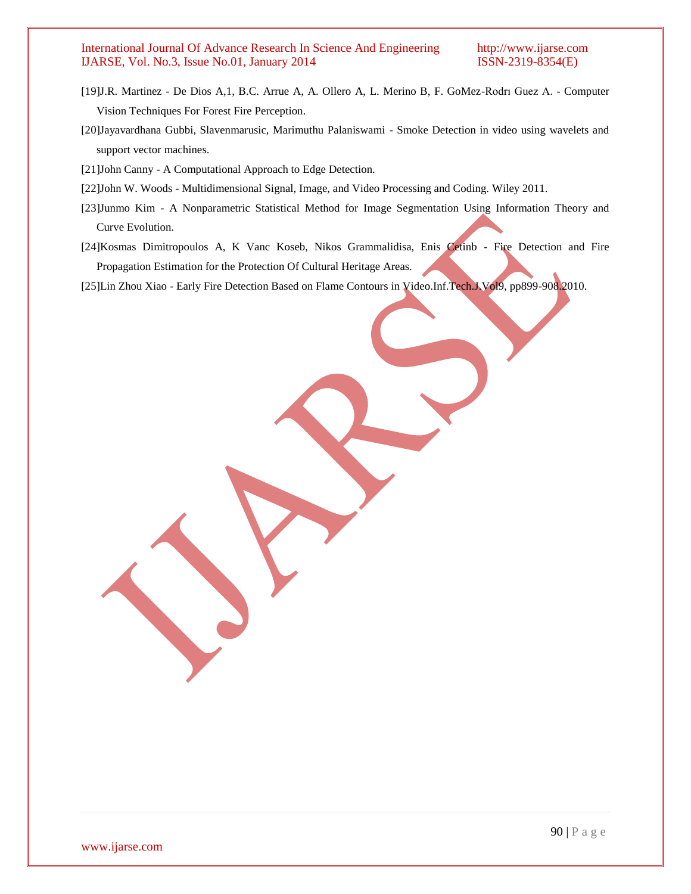[19]J.R. Martinez - De Dios A,1, B.C. Arrue A, A. Ollero A, L. Merino B, F. GoMez-Rodrı Guez A. - Computer Vision Techniques For Forest Fire Perception.

[20]Jayavardhana Gubbi, Slavenmarusic, Marimuthu Palaniswami - Smoke Detection in video using wavelets and support vector machines.

[21]John Canny - A Computational Approach to Edge Detection.

[22]John W. Woods - Multidimensional Signal, Image, and Video Processing and Coding. Wiley 2011.

[23]Junmo Kim - A Nonparametric Statistical Method for Image Segmentation Using Information Theory and Curve Evolution.

[24]Kosmas Dimitropoulos A, K Vanc Koseb, Nikos Grammalidisa, Enis Cetinb - Fire Detection and Fire Propagation Estimation for the Protection Of Cultural Heritage Areas.

[25]Lin Zhou Xiao - Early Fire Detection Based on Flame Contours in Video.Inf.Tech.J.Vol9, pp899-908.2010.